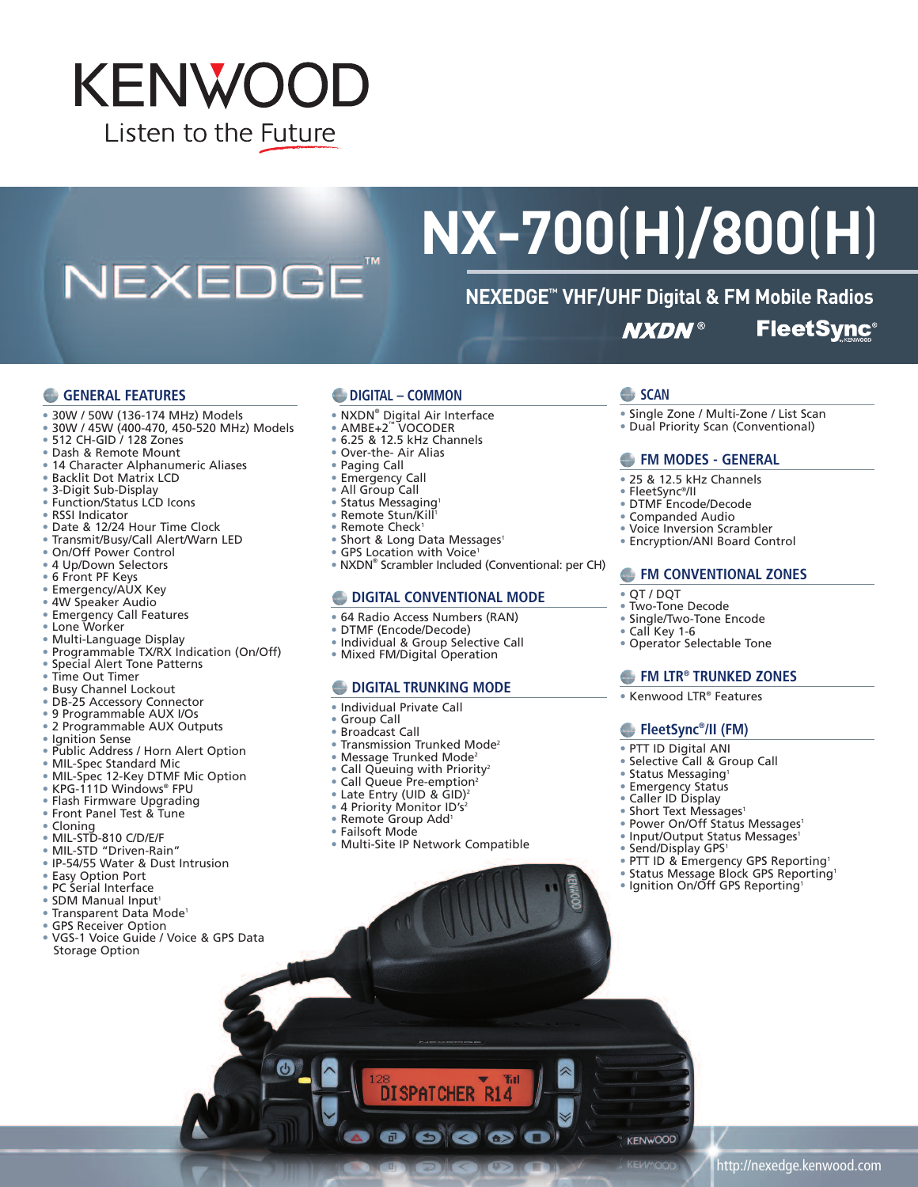# KENWOOD

Listen to the Future

NEXEDGE™

# NX-700(H)/800(H)

## NEXEDGE™ VHF/UHF Digital & FM Mobile Radios

NXDN® FleetSync®

### GENERAL FEATURES

- 30W / 50W (136-174 MHz) Models
- 30W / 45W (400-470, 450-520 MHz) Models
- 512 CH-GID / 128 Zones
- Dash & Remote Mount
- 14 Character Alphanumeric Aliases
- Backlit Dot Matrix LCD
- 3-Digit Sub-Display
- Function/Status LCD Icons
- RSSI Indicator
- Date & 12/24 Hour Time Clock
- Transmit/Busy/Call Alert/Warn LED
- On/Off Power Control
- 4 Up/Down Selectors
- 6 Front PF Keys
- Emergency/AUX Key
- 4W Speaker Audio
- Emergency Call Features
- Lone Worker
- Multi-Language Display
- Programmable TX/RX Indication (On/Off)
- Special Alert Tone Patterns
- Time Out Timer
- Busy Channel Lockout
- DB-25 Accessory Connector
- 9 Programmable AUX I/Os
- 2 Programmable AUX Outputs
- Ignition Sense
- Public Address / Horn Alert Option
- MIL-Spec Standard Mic
- MIL-Spec 12-Key DTMF Mic Option
- KPG-111D Windows® FPU
- Flash Firmware Upgrading
- Front Panel Test & Tune
- Cloning
- MIL-STD-810 C/D/E/F
- MIL-STD "Driven-Rain"
- IP-54/55 Water & Dust Intrusion
- Easy Option Port
- PC Serial Interface
- SDM Manual Input[1]
- Transparent Data Mode[1]
- GPS Receiver Option
- VGS-1 Voice Guide / Voice & GPS Data Storage Option

### DIGITAL – COMMON

- NXDN® Digital Air Interface
- AMBE+2™ VOCODER
- 6.25 & 12.5 kHz Channels
- Over-the- Air Alias
- Paging Call
- Emergency Call
- All Group Call
- Status Messaging[1]
- Remote Stun/Kill[1]
- Remote Check[1]
- Short & Long Data Messages[1]
- GPS Location with Voice[1]
- NXDN® Scrambler Included (Conventional: per CH)

### DIGITAL CONVENTIONAL MODE

- 64 Radio Access Numbers (RAN)
- DTMF (Encode/Decode)
- Individual & Group Selective Call
- Mixed FM/Digital Operation

### DIGITAL TRUNKING MODE

- Individual Private Call
- Group Call
- Broadcast Call
- Transmission Trunked Mode[2]
- Message Trunked Mode[2]
- Call Queuing with Priority[2]
- Call Queue Pre-emption[2]
- Late Entry (UID & GID)[2]
- 4 Priority Monitor ID's[2]
- Remote Group Add[1]
- Failsoft Mode
- Multi-Site IP Network Compatible

### SCAN

- Single Zone / Multi-Zone / List Scan
- Dual Priority Scan (Conventional)

### FM MODES - GENERAL

- 25 & 12.5 kHz Channels
- FleetSync®/II
- DTMF Encode/Decode
- Companded Audio
- Voice Inversion Scrambler
- Encryption/ANI Board Control

### FM CONVENTIONAL ZONES

- QT / DQT
- Two-Tone Decode
- Single/Two-Tone Encode
- Call Key 1-6
- Operator Selectable Tone

### FM LTR® TRUNKED ZONES

- Kenwood LTR® Features

### FleetSync®/II (FM)

- PTT ID Digital ANI
- Selective Call & Group Call
- Status Messaging[1]
- Emergency Status
- Caller ID Display
- Short Text Messages[1]
- Power On/Off Status Messages[1]
- Input/Output Status Messages[1]
- Send/Display GPS[1]
- PTT ID & Emergency GPS Reporting[1]
- Status Message Block GPS Reporting[1]
- Ignition On/Off GPS Reporting[1]

http://nexedge.kenwood.com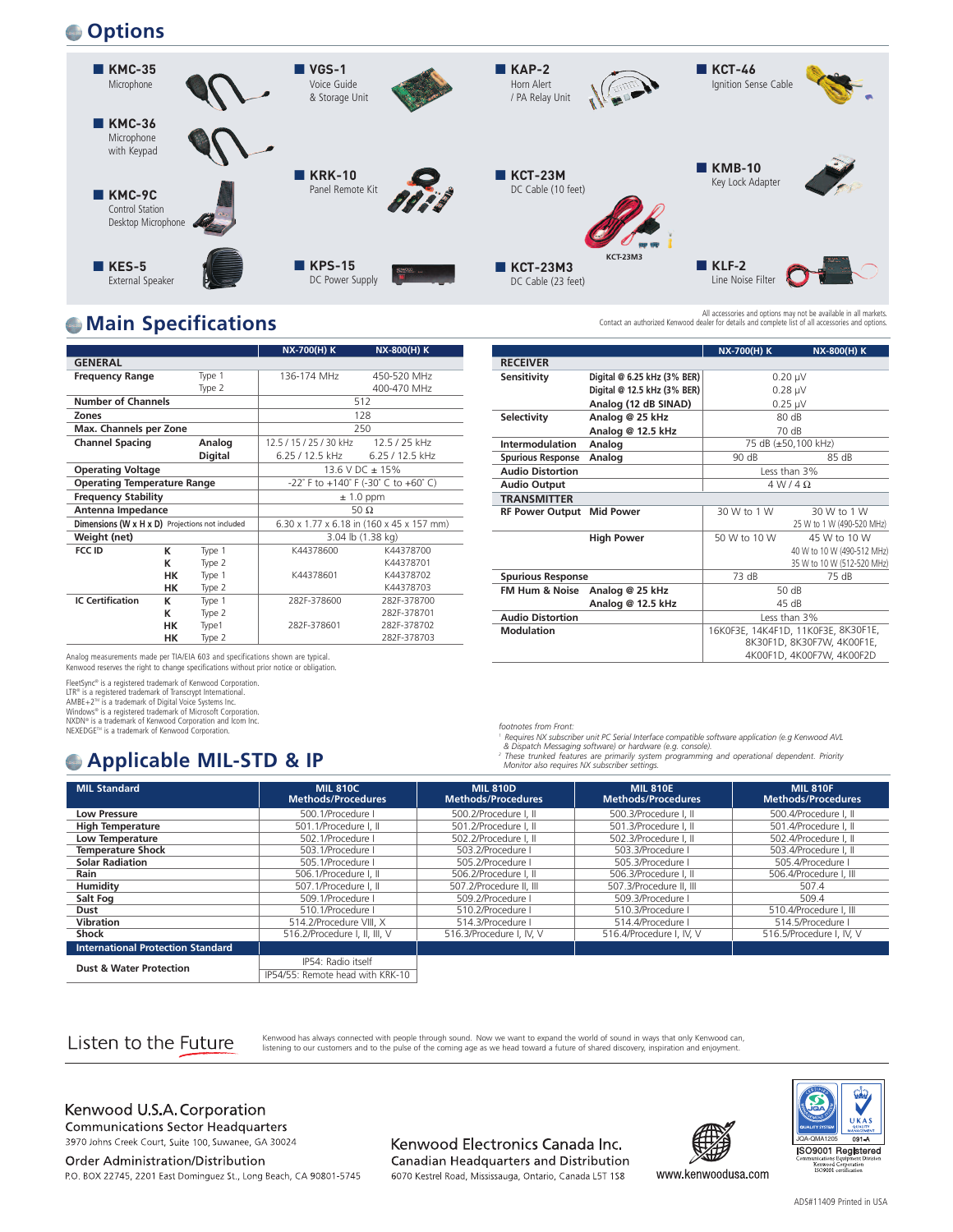## Options

**KMC-35**
Microphone

**KMC-36**
Microphone with Keypad

**KMC-9C**
Control Station Desktop Microphone

**KES-5**
External Speaker

**VGS-1**
Voice Guide & Storage Unit

**KRK-10**
Panel Remote Kit

**KPS-15**
DC Power Supply

**KAP-2**
Horn Alert / PA Relay Unit

**KCT-23M**
DC Cable (10 feet)

KCT-23M3

**KCT-23M3**
DC Cable (23 feet)

**KCT-46**
Ignition Sense Cable

**KMB-10**
Key Lock Adapter

**KLF-2**
Line Noise Filter

All accessories and options may not be available in all markets.
Contact an authorized Kenwood dealer for details and complete list of all accessories and options.

## Main Specifications

| | | | NX-700(H) K | NX-800(H) K |
|---|---|---|---|---|
| **GENERAL** | | | | |
| **Frequency Range** | | Type 1 | 136-174 MHz | 450-520 MHz |
| | | Type 2 | | 400-470 MHz |
| **Number of Channels** | | | 512 | |
| **Zones** | | | 128 | |
| **Max. Channels per Zone** | | | 250 | |
| **Channel Spacing** | | **Analog** | 12.5 / 15 / 25 / 30 kHz | 12.5 / 25 kHz |
| | | **Digital** | 6.25 / 12.5 kHz | 6.25 / 12.5 kHz |
| **Operating Voltage** | | | 13.6 V DC ± 15% | |
| **Operating Temperature Range** | | | -22˚ F to +140˚ F (-30˚ C to +60˚ C) | |
| **Frequency Stability** | | | ± 1.0 ppm | |
| **Antenna Impedance** | | | 50 Ω | |
| **Dimensions (W x H x D)** Projections not included | | | 6.30 x 1.77 x 6.18 in (160 x 45 x 157 mm) | |
| **Weight (net)** | | | 3.04 lb (1.38 kg) | |
| **FCC ID** | **K** | Type 1 | K44378600 | K44378700 |
| | **K** | Type 2 | | K44378701 |
| | **HK** | Type 1 | K44378601 | K44378702 |
| | **HK** | Type 2 | | K44378703 |
| **IC Certification** | **K** | Type 1 | 282F-378600 | 282F-378700 |
| | **K** | Type 2 | | 282F-378701 |
| | **HK** | Type1 | 282F-378601 | 282F-378702 |
| | **HK** | Type 2 | | 282F-378703 |

Analog measurements made per TIA/EIA 603 and specifications shown are typical.
Kenwood reserves the right to change specifications without prior notice or obligation.

FleetSync® is a registered trademark of Kenwood Corporation.
LTR® is a registered trademark of Transcrypt International.
AMBE+2™ is a trademark of Digital Voice Systems Inc.
Windows® is a registered trademark of Microsoft Corporation.
NXDN® is a trademark of Kenwood Corporation and Icom Inc.
NEXEDGE™ is a trademark of Kenwood Corporation.

| | | NX-700(H) K | NX-800(H) K |
|---|---|---|---|
| **RECEIVER** | | | |
| **Sensitivity** | **Digital @ 6.25 kHz (3% BER)** | 0.20 µV | |
| | **Digital @ 12.5 kHz (3% BER)** | 0.28 µV | |
| | **Analog (12 dB SINAD)** | 0.25 µV | |
| **Selectivity** | **Analog @ 25 kHz** | 80 dB | |
| | **Analog @ 12.5 kHz** | 70 dB | |
| **Intermodulation** | **Analog** | 75 dB (±50,100 kHz) | |
| **Spurious Response** | **Analog** | 90 dB | 85 dB |
| **Audio Distortion** | | Less than 3% | |
| **Audio Output** | | 4 W / 4 Ω | |
| **TRANSMITTER** | | | |
| **RF Power Output** | **Mid Power** | 30 W to 1 W | 30 W to 1 W<br>25 W to 1 W (490-520 MHz) |
| | **High Power** | 50 W to 10 W | 45 W to 10 W<br>40 W to 10 W (490-512 MHz)<br>35 W to 10 W (512-520 MHz) |
| **Spurious Response** | | 73 dB | 75 dB |
| **FM Hum & Noise** | **Analog @ 25 kHz** | 50 dB | |
| | **Analog @ 12.5 kHz** | 45 dB | |
| **Audio Distortion** | | Less than 3% | |
| **Modulation** | | 16K0F3E, 14K4F1D, 11K0F3E, 8K30F1E, 8K30F1D, 8K30F7W, 4K00F1E, 4K00F1D, 4K00F7W, 4K00F2D | |

*footnotes from Front:*
*[1] Requires NX subscriber unit PC Serial Interface compatible software application (e.g Kenwood AVL & Dispatch Messaging software) or hardware (e.g. console).*
*[2] These trunked features are primarily system programming and operational dependent. Priority Monitor also requires NX subscriber settings.*

## Applicable MIL-STD & IP

| MIL Standard | MIL 810C Methods/Procedures | MIL 810D Methods/Procedures | MIL 810E Methods/Procedures | MIL 810F Methods/Procedures |
|---|---|---|---|---|
| **Low Pressure** | 500.1/Procedure I | 500.2/Procedure I, II | 500.3/Procedure I, II | 500.4/Procedure I, II |
| **High Temperature** | 501.1/Procedure I, II | 501.2/Procedure I, II | 501.3/Procedure I, II | 501.4/Procedure I, II |
| **Low Temperature** | 502.1/Procedure I | 502.2/Procedure I, II | 502.3/Procedure I, II | 502.4/Procedure I, II |
| **Temperature Shock** | 503.1/Procedure I | 503.2/Procedure I | 503.3/Procedure I | 503.4/Procedure I, II |
| **Solar Radiation** | 505.1/Procedure I | 505.2/Procedure I | 505.3/Procedure I | 505.4/Procedure I |
| **Rain** | 506.1/Procedure I, II | 506.2/Procedure I, II | 506.3/Procedure I, II | 506.4/Procedure I, III |
| **Humidity** | 507.1/Procedure I, II | 507.2/Procedure II, III | 507.3/Procedure II, III | 507.4 |
| **Salt Fog** | 509.1/Procedure I | 509.2/Procedure I | 509.3/Procedure I | 509.4 |
| **Dust** | 510.1/Procedure I | 510.2/Procedure I | 510.3/Procedure I | 510.4/Procedure I, III |
| **Vibration** | 514.2/Procedure VIII, X | 514.3/Procedure I | 514.4/Procedure I | 514.5/Procedure I |
| **Shock** | 516.2/Procedure I, II, III, V | 516.3/Procedure I, IV, V | 516.4/Procedure I, IV, V | 516.5/Procedure I, IV, V |
| **International Protection Standard** | | | | |
| **Dust & Water Protection** | IP54: Radio itself<br>IP54/55: Remote head with KRK-10 | | | |

Listen to the Future

Kenwood has always connected with people through sound. Now we want to expand the world of sound in ways that only Kenwood can, listening to our customers and to the pulse of the coming age as we head toward a future of shared discovery, inspiration and enjoyment.

**Kenwood U.S.A. Corporation**
Communications Sector Headquarters
3970 Johns Creek Court, Suite 100, Suwanee, GA 30024

Order Administration/Distribution
P.O. BOX 22745, 2201 East Dominguez St., Long Beach, CA 90801-5745

**Kenwood Electronics Canada Inc.**
Canadian Headquarters and Distribution
6070 Kestrel Road, Mississauga, Ontario, Canada L5T 1S8

www.kenwoodusa.com

JQA-QMA1205 091-A
ISO9001 Registered
Communications Equipment Division
Kenwood Corporation
ISO9001 certification

ADS#11409 Printed in USA